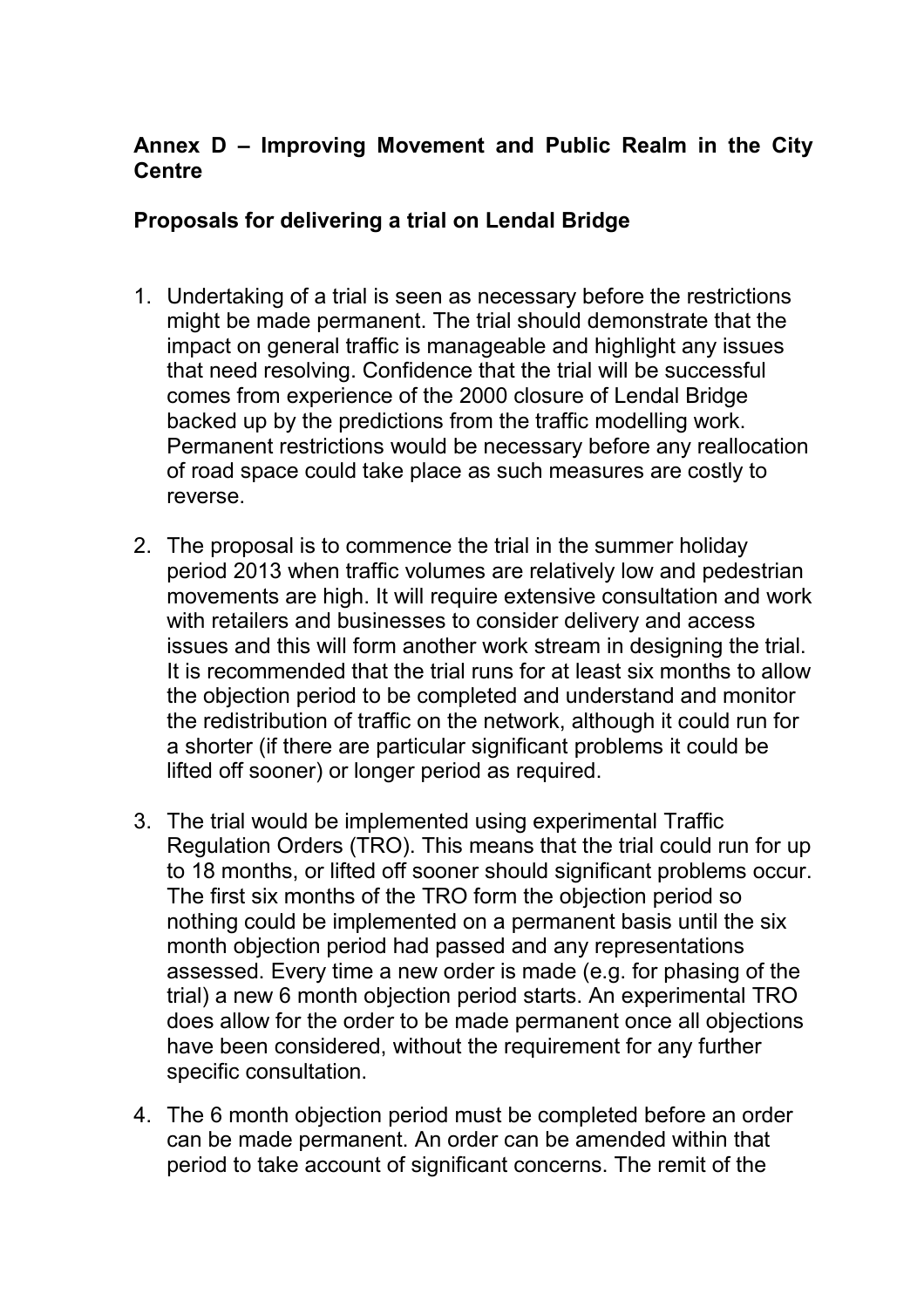**Annex D – Improving Movement and Public Realm in the City Centre**

**Proposals for delivering a trial on Lendal Bridge**

1. Undertaking of a trial is seen as necessary before the restrictions might be made permanent. The trial should demonstrate that the impact on general traffic is manageable and highlight any issues that need resolving. Confidence that the trial will be successful comes from experience of the 2000 closure of Lendal Bridge backed up by the predictions from the traffic modelling work. Permanent restrictions would be necessary before any reallocation of road space could take place as such measures are costly to reverse.

2. The proposal is to commence the trial in the summer holiday period 2013 when traffic volumes are relatively low and pedestrian movements are high. It will require extensive consultation and work with retailers and businesses to consider delivery and access issues and this will form another work stream in designing the trial. It is recommended that the trial runs for at least six months to allow the objection period to be completed and understand and monitor the redistribution of traffic on the network, although it could run for a shorter (if there are particular significant problems it could be lifted off sooner) or longer period as required.

3. The trial would be implemented using experimental Traffic Regulation Orders (TRO). This means that the trial could run for up to 18 months, or lifted off sooner should significant problems occur. The first six months of the TRO form the objection period so nothing could be implemented on a permanent basis until the six month objection period had passed and any representations assessed. Every time a new order is made (e.g. for phasing of the trial) a new 6 month objection period starts. An experimental TRO does allow for the order to be made permanent once all objections have been considered, without the requirement for any further specific consultation.

4. The 6 month objection period must be completed before an order can be made permanent. An order can be amended within that period to take account of significant concerns. The remit of the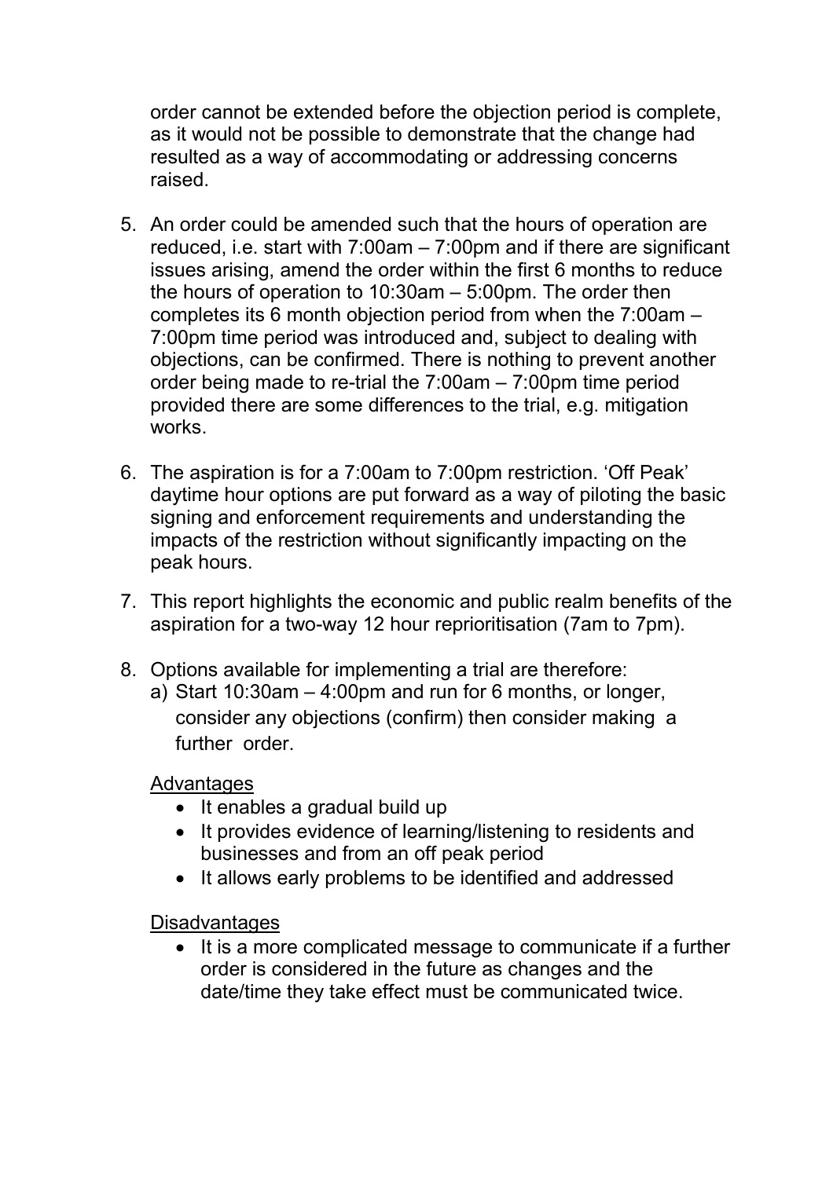order cannot be extended before the objection period is complete, as it would not be possible to demonstrate that the change had resulted as a way of accommodating or addressing concerns raised.

5. An order could be amended such that the hours of operation are reduced, i.e. start with 7:00am – 7:00pm and if there are significant issues arising, amend the order within the first 6 months to reduce the hours of operation to 10:30am – 5:00pm. The order then completes its 6 month objection period from when the 7:00am – 7:00pm time period was introduced and, subject to dealing with objections, can be confirmed. There is nothing to prevent another order being made to re-trial the 7:00am – 7:00pm time period provided there are some differences to the trial, e.g. mitigation works.

6. The aspiration is for a 7:00am to 7:00pm restriction. 'Off Peak' daytime hour options are put forward as a way of piloting the basic signing and enforcement requirements and understanding the impacts of the restriction without significantly impacting on the peak hours.

7. This report highlights the economic and public realm benefits of the aspiration for a two-way 12 hour reprioritisation (7am to 7pm).

8. Options available for implementing a trial are therefore:
   a) Start 10:30am – 4:00pm and run for 6 months, or longer, consider any objections (confirm) then consider making a further order.

   <u>Advantages</u>
   - It enables a gradual build up
   - It provides evidence of learning/listening to residents and businesses and from an off peak period
   - It allows early problems to be identified and addressed

   <u>Disadvantages</u>
   - It is a more complicated message to communicate if a further order is considered in the future as changes and the date/time they take effect must be communicated twice.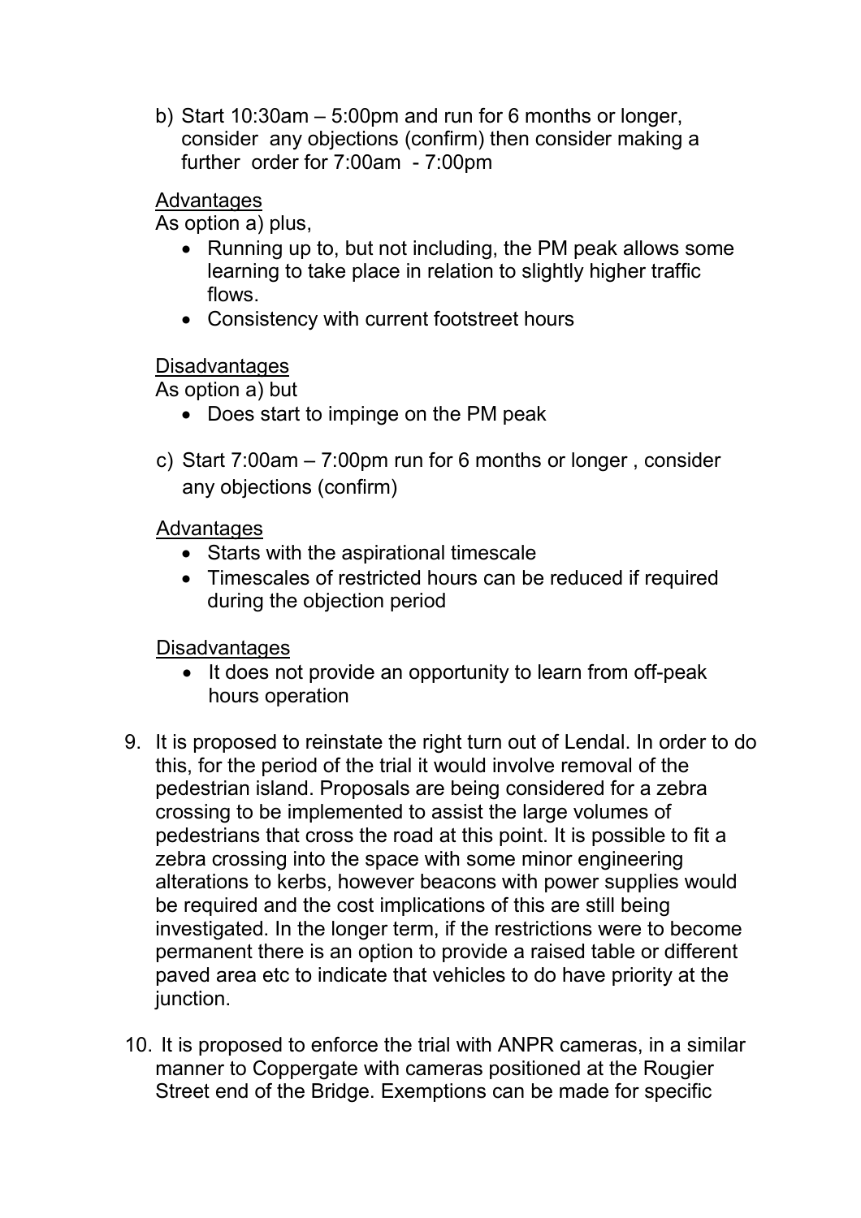b) Start 10:30am – 5:00pm and run for 6 months or longer, consider any objections (confirm) then consider making a further order for 7:00am - 7:00pm

<u>Advantages</u>

As option a) plus,

- Running up to, but not including, the PM peak allows some learning to take place in relation to slightly higher traffic flows.
- Consistency with current footstreet hours

<u>Disadvantages</u>

As option a) but

- Does start to impinge on the PM peak

c) Start 7:00am – 7:00pm run for 6 months or longer , consider any objections (confirm)

<u>Advantages</u>

- Starts with the aspirational timescale
- Timescales of restricted hours can be reduced if required during the objection period

<u>Disadvantages</u>

- It does not provide an opportunity to learn from off-peak hours operation

9. It is proposed to reinstate the right turn out of Lendal. In order to do this, for the period of the trial it would involve removal of the pedestrian island. Proposals are being considered for a zebra crossing to be implemented to assist the large volumes of pedestrians that cross the road at this point. It is possible to fit a zebra crossing into the space with some minor engineering alterations to kerbs, however beacons with power supplies would be required and the cost implications of this are still being investigated. In the longer term, if the restrictions were to become permanent there is an option to provide a raised table or different paved area etc to indicate that vehicles to do have priority at the junction.

10. It is proposed to enforce the trial with ANPR cameras, in a similar manner to Coppergate with cameras positioned at the Rougier Street end of the Bridge. Exemptions can be made for specific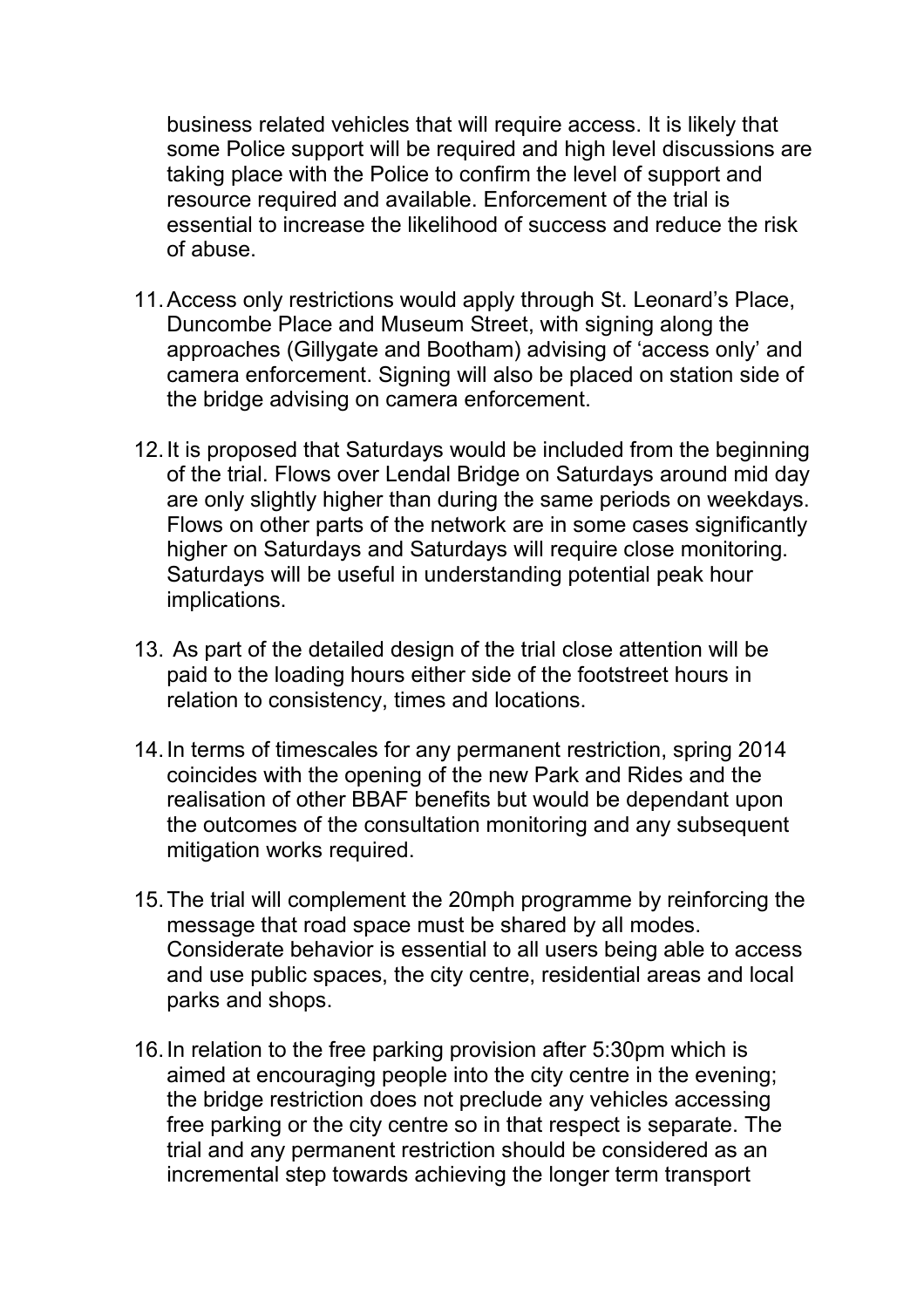business related vehicles that will require access. It is likely that some Police support will be required and high level discussions are taking place with the Police to confirm the level of support and resource required and available. Enforcement of the trial is essential to increase the likelihood of success and reduce the risk of abuse.

11. Access only restrictions would apply through St. Leonard's Place, Duncombe Place and Museum Street, with signing along the approaches (Gillygate and Bootham) advising of 'access only' and camera enforcement. Signing will also be placed on station side of the bridge advising on camera enforcement.

12. It is proposed that Saturdays would be included from the beginning of the trial. Flows over Lendal Bridge on Saturdays around mid day are only slightly higher than during the same periods on weekdays. Flows on other parts of the network are in some cases significantly higher on Saturdays and Saturdays will require close monitoring. Saturdays will be useful in understanding potential peak hour implications.

13. As part of the detailed design of the trial close attention will be paid to the loading hours either side of the footstreet hours in relation to consistency, times and locations.

14. In terms of timescales for any permanent restriction, spring 2014 coincides with the opening of the new Park and Rides and the realisation of other BBAF benefits but would be dependant upon the outcomes of the consultation monitoring and any subsequent mitigation works required.

15. The trial will complement the 20mph programme by reinforcing the message that road space must be shared by all modes. Considerate behavior is essential to all users being able to access and use public spaces, the city centre, residential areas and local parks and shops.

16. In relation to the free parking provision after 5:30pm which is aimed at encouraging people into the city centre in the evening; the bridge restriction does not preclude any vehicles accessing free parking or the city centre so in that respect is separate. The trial and any permanent restriction should be considered as an incremental step towards achieving the longer term transport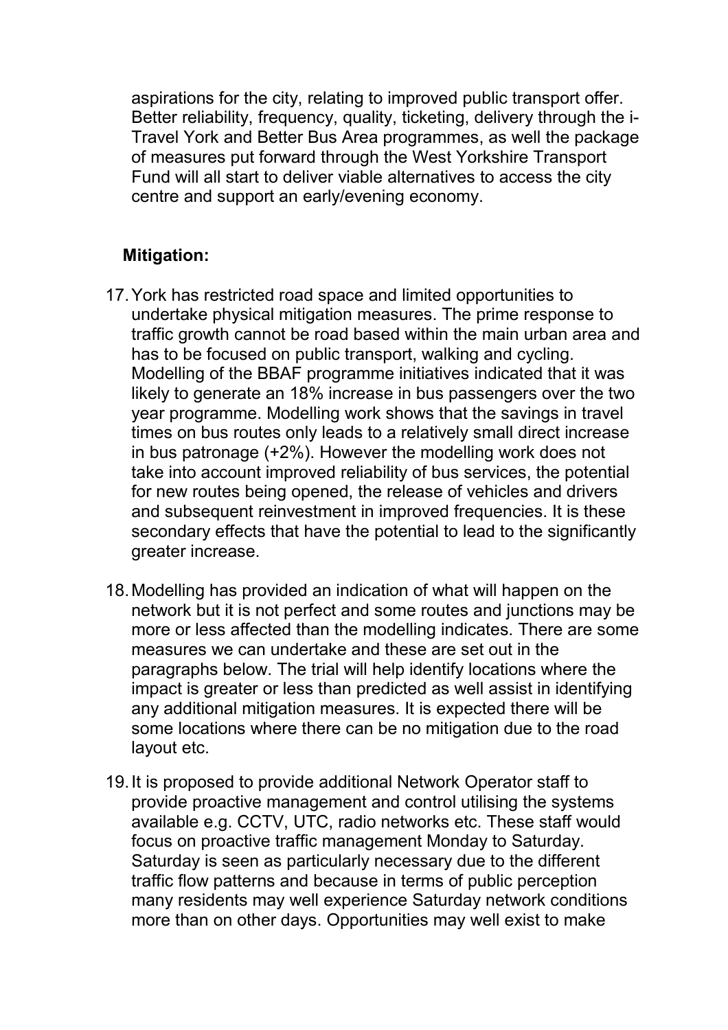aspirations for the city, relating to improved public transport offer. Better reliability, frequency, quality, ticketing, delivery through the i-Travel York and Better Bus Area programmes, as well the package of measures put forward through the West Yorkshire Transport Fund will all start to deliver viable alternatives to access the city centre and support an early/evening economy.

**Mitigation:**

17. York has restricted road space and limited opportunities to undertake physical mitigation measures. The prime response to traffic growth cannot be road based within the main urban area and has to be focused on public transport, walking and cycling. Modelling of the BBAF programme initiatives indicated that it was likely to generate an 18% increase in bus passengers over the two year programme. Modelling work shows that the savings in travel times on bus routes only leads to a relatively small direct increase in bus patronage (+2%). However the modelling work does not take into account improved reliability of bus services, the potential for new routes being opened, the release of vehicles and drivers and subsequent reinvestment in improved frequencies. It is these secondary effects that have the potential to lead to the significantly greater increase.

18. Modelling has provided an indication of what will happen on the network but it is not perfect and some routes and junctions may be more or less affected than the modelling indicates. There are some measures we can undertake and these are set out in the paragraphs below. The trial will help identify locations where the impact is greater or less than predicted as well assist in identifying any additional mitigation measures. It is expected there will be some locations where there can be no mitigation due to the road layout etc.

19. It is proposed to provide additional Network Operator staff to provide proactive management and control utilising the systems available e.g. CCTV, UTC, radio networks etc. These staff would focus on proactive traffic management Monday to Saturday. Saturday is seen as particularly necessary due to the different traffic flow patterns and because in terms of public perception many residents may well experience Saturday network conditions more than on other days. Opportunities may well exist to make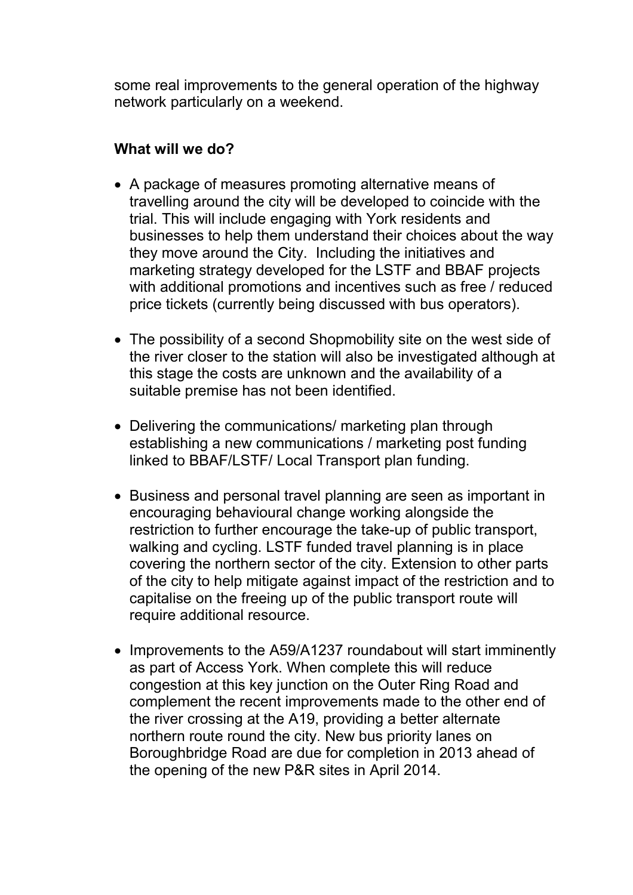some real improvements to the general operation of the highway network particularly on a weekend.

**What will we do?**

- A package of measures promoting alternative means of travelling around the city will be developed to coincide with the trial. This will include engaging with York residents and businesses to help them understand their choices about the way they move around the City. Including the initiatives and marketing strategy developed for the LSTF and BBAF projects with additional promotions and incentives such as free / reduced price tickets (currently being discussed with bus operators).

- The possibility of a second Shopmobility site on the west side of the river closer to the station will also be investigated although at this stage the costs are unknown and the availability of a suitable premise has not been identified.

- Delivering the communications/ marketing plan through establishing a new communications / marketing post funding linked to BBAF/LSTF/ Local Transport plan funding.

- Business and personal travel planning are seen as important in encouraging behavioural change working alongside the restriction to further encourage the take-up of public transport, walking and cycling. LSTF funded travel planning is in place covering the northern sector of the city. Extension to other parts of the city to help mitigate against impact of the restriction and to capitalise on the freeing up of the public transport route will require additional resource.

- Improvements to the A59/A1237 roundabout will start imminently as part of Access York. When complete this will reduce congestion at this key junction on the Outer Ring Road and complement the recent improvements made to the other end of the river crossing at the A19, providing a better alternate northern route round the city. New bus priority lanes on Boroughbridge Road are due for completion in 2013 ahead of the opening of the new P&R sites in April 2014.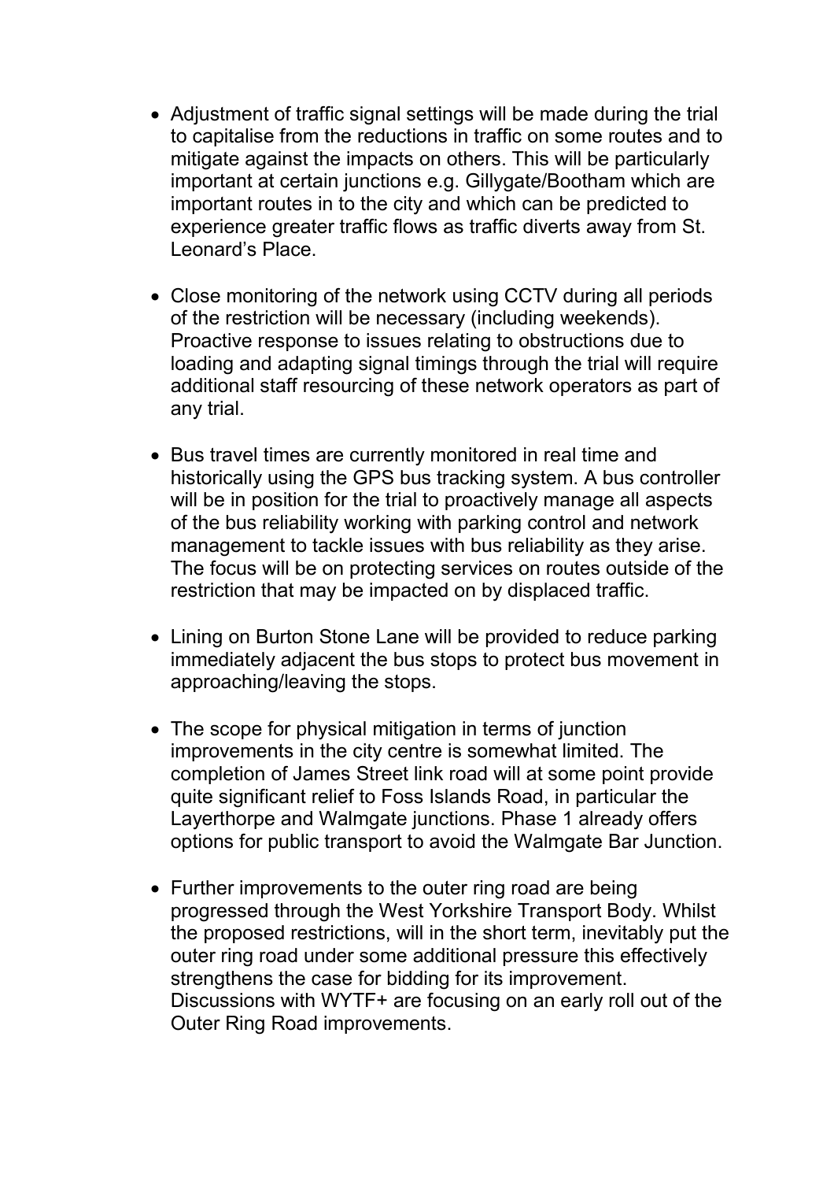- Adjustment of traffic signal settings will be made during the trial to capitalise from the reductions in traffic on some routes and to mitigate against the impacts on others. This will be particularly important at certain junctions e.g. Gillygate/Bootham which are important routes in to the city and which can be predicted to experience greater traffic flows as traffic diverts away from St. Leonard's Place.

- Close monitoring of the network using CCTV during all periods of the restriction will be necessary (including weekends). Proactive response to issues relating to obstructions due to loading and adapting signal timings through the trial will require additional staff resourcing of these network operators as part of any trial.

- Bus travel times are currently monitored in real time and historically using the GPS bus tracking system. A bus controller will be in position for the trial to proactively manage all aspects of the bus reliability working with parking control and network management to tackle issues with bus reliability as they arise. The focus will be on protecting services on routes outside of the restriction that may be impacted on by displaced traffic.

- Lining on Burton Stone Lane will be provided to reduce parking immediately adjacent the bus stops to protect bus movement in approaching/leaving the stops.

- The scope for physical mitigation in terms of junction improvements in the city centre is somewhat limited. The completion of James Street link road will at some point provide quite significant relief to Foss Islands Road, in particular the Layerthorpe and Walmgate junctions. Phase 1 already offers options for public transport to avoid the Walmgate Bar Junction.

- Further improvements to the outer ring road are being progressed through the West Yorkshire Transport Body. Whilst the proposed restrictions, will in the short term, inevitably put the outer ring road under some additional pressure this effectively strengthens the case for bidding for its improvement. Discussions with WYTF+ are focusing on an early roll out of the Outer Ring Road improvements.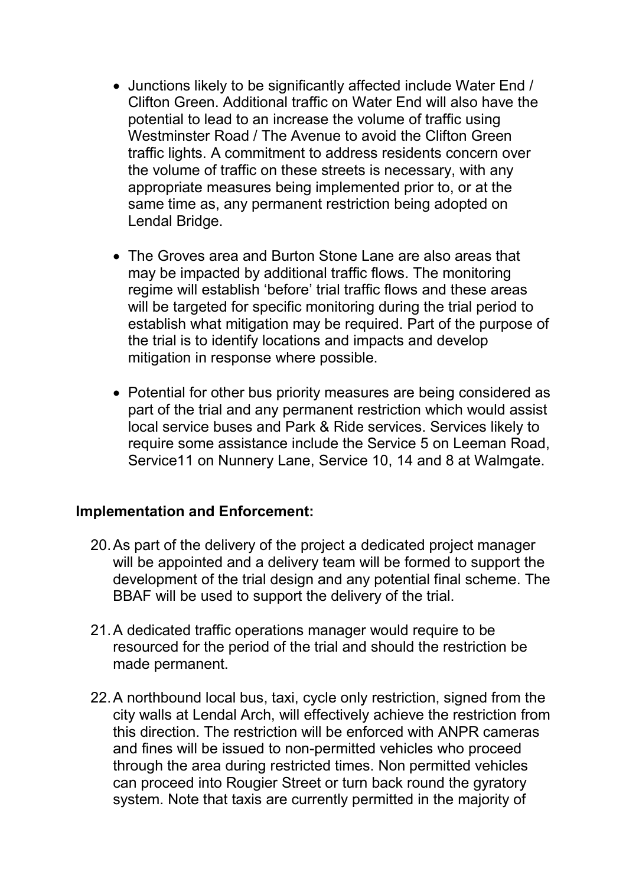- Junctions likely to be significantly affected include Water End / Clifton Green. Additional traffic on Water End will also have the potential to lead to an increase the volume of traffic using Westminster Road / The Avenue to avoid the Clifton Green traffic lights. A commitment to address residents concern over the volume of traffic on these streets is necessary, with any appropriate measures being implemented prior to, or at the same time as, any permanent restriction being adopted on Lendal Bridge.

- The Groves area and Burton Stone Lane are also areas that may be impacted by additional traffic flows. The monitoring regime will establish 'before' trial traffic flows and these areas will be targeted for specific monitoring during the trial period to establish what mitigation may be required. Part of the purpose of the trial is to identify locations and impacts and develop mitigation in response where possible.

- Potential for other bus priority measures are being considered as part of the trial and any permanent restriction which would assist local service buses and Park & Ride services. Services likely to require some assistance include the Service 5 on Leeman Road, Service11 on Nunnery Lane, Service 10, 14 and 8 at Walmgate.

**Implementation and Enforcement:**

20. As part of the delivery of the project a dedicated project manager will be appointed and a delivery team will be formed to support the development of the trial design and any potential final scheme. The BBAF will be used to support the delivery of the trial.

21. A dedicated traffic operations manager would require to be resourced for the period of the trial and should the restriction be made permanent.

22. A northbound local bus, taxi, cycle only restriction, signed from the city walls at Lendal Arch, will effectively achieve the restriction from this direction. The restriction will be enforced with ANPR cameras and fines will be issued to non-permitted vehicles who proceed through the area during restricted times. Non permitted vehicles can proceed into Rougier Street or turn back round the gyratory system. Note that taxis are currently permitted in the majority of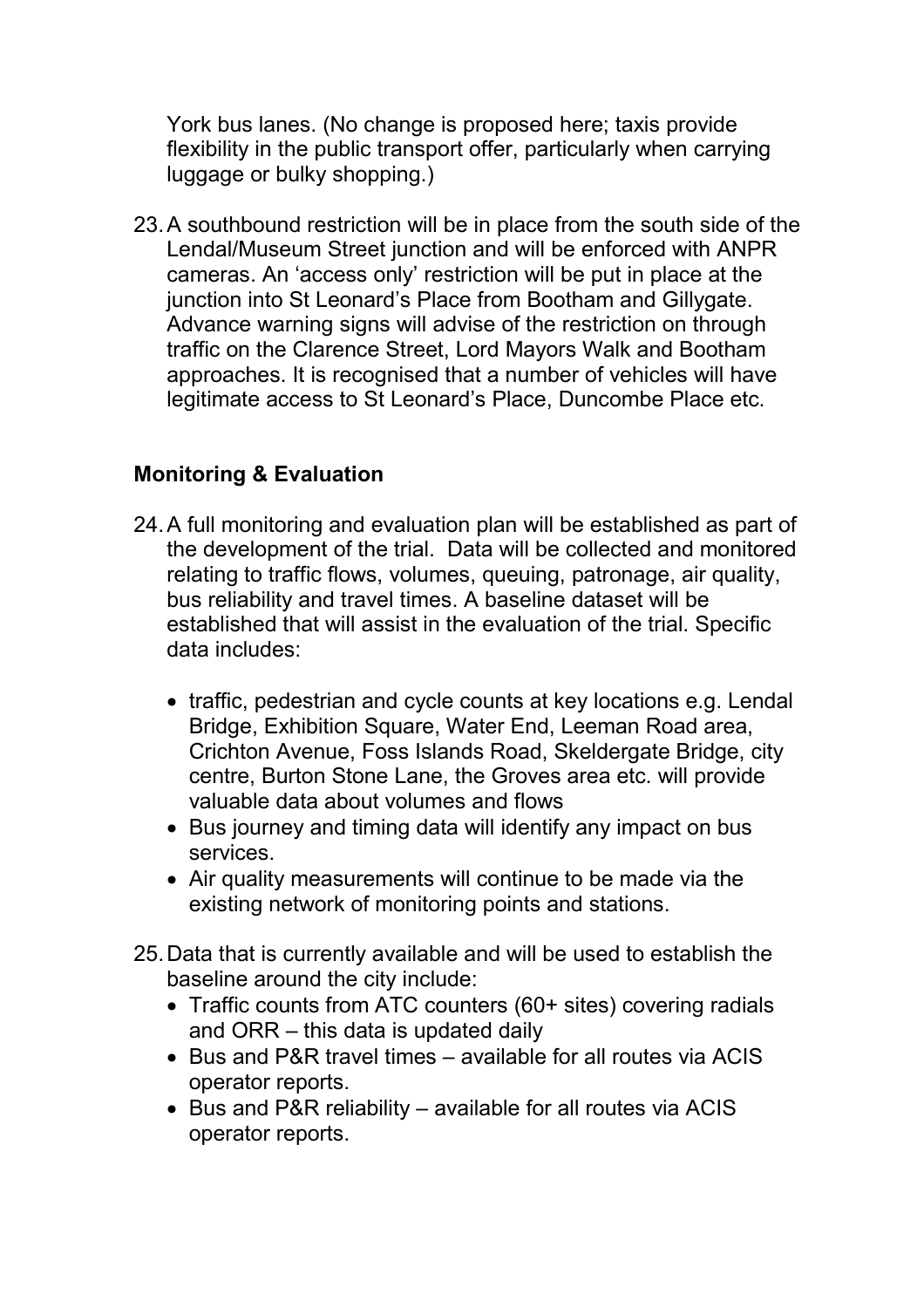York bus lanes. (No change is proposed here; taxis provide flexibility in the public transport offer, particularly when carrying luggage or bulky shopping.)

23. A southbound restriction will be in place from the south side of the Lendal/Museum Street junction and will be enforced with ANPR cameras. An 'access only' restriction will be put in place at the junction into St Leonard's Place from Bootham and Gillygate. Advance warning signs will advise of the restriction on through traffic on the Clarence Street, Lord Mayors Walk and Bootham approaches. It is recognised that a number of vehicles will have legitimate access to St Leonard's Place, Duncombe Place etc.

## Monitoring & Evaluation

24. A full monitoring and evaluation plan will be established as part of the development of the trial. Data will be collected and monitored relating to traffic flows, volumes, queuing, patronage, air quality, bus reliability and travel times. A baseline dataset will be established that will assist in the evaluation of the trial. Specific data includes:

    - traffic, pedestrian and cycle counts at key locations e.g. Lendal Bridge, Exhibition Square, Water End, Leeman Road area, Crichton Avenue, Foss Islands Road, Skeldergate Bridge, city centre, Burton Stone Lane, the Groves area etc. will provide valuable data about volumes and flows
    - Bus journey and timing data will identify any impact on bus services.
    - Air quality measurements will continue to be made via the existing network of monitoring points and stations.

25. Data that is currently available and will be used to establish the baseline around the city include:
    - Traffic counts from ATC counters (60+ sites) covering radials and ORR – this data is updated daily
    - Bus and P&R travel times – available for all routes via ACIS operator reports.
    - Bus and P&R reliability – available for all routes via ACIS operator reports.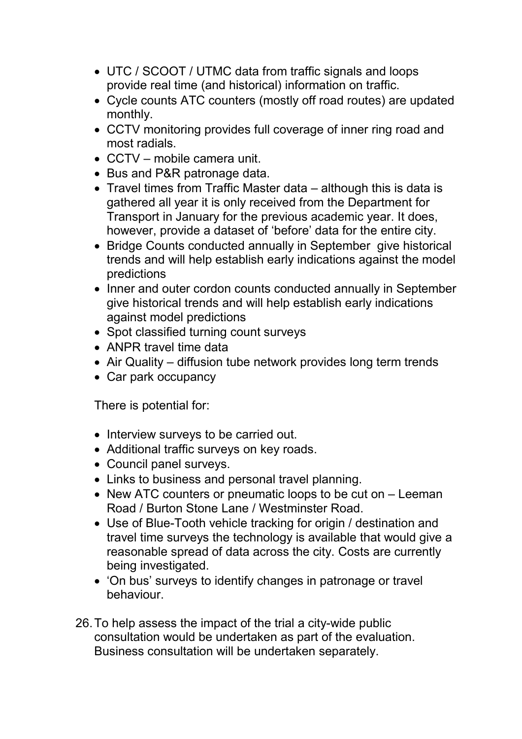- UTC / SCOOT / UTMC data from traffic signals and loops provide real time (and historical) information on traffic.
- Cycle counts ATC counters (mostly off road routes) are updated monthly.
- CCTV monitoring provides full coverage of inner ring road and most radials.
- CCTV – mobile camera unit.
- Bus and P&R patronage data.
- Travel times from Traffic Master data – although this is data is gathered all year it is only received from the Department for Transport in January for the previous academic year. It does, however, provide a dataset of 'before' data for the entire city.
- Bridge Counts conducted annually in September give historical trends and will help establish early indications against the model predictions
- Inner and outer cordon counts conducted annually in September give historical trends and will help establish early indications against model predictions
- Spot classified turning count surveys
- ANPR travel time data
- Air Quality – diffusion tube network provides long term trends
- Car park occupancy

There is potential for:

- Interview surveys to be carried out.
- Additional traffic surveys on key roads.
- Council panel surveys.
- Links to business and personal travel planning.
- New ATC counters or pneumatic loops to be cut on – Leeman Road / Burton Stone Lane / Westminster Road.
- Use of Blue-Tooth vehicle tracking for origin / destination and travel time surveys the technology is available that would give a reasonable spread of data across the city. Costs are currently being investigated.
- 'On bus' surveys to identify changes in patronage or travel behaviour.

26. To help assess the impact of the trial a city-wide public consultation would be undertaken as part of the evaluation. Business consultation will be undertaken separately.